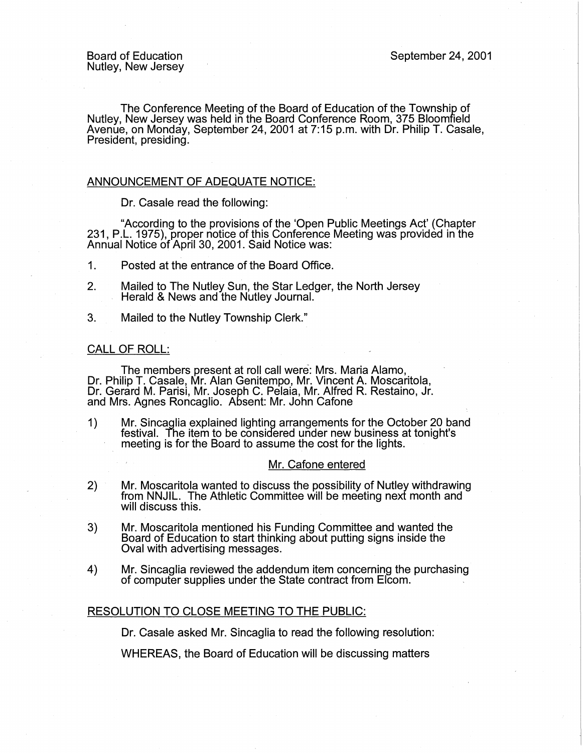Board of Education
Nutley, New Jersey

September 24, 2001

The Conference Meeting of the Board of Education of the Township of Nutley, New Jersey was held in the Board Conference Room, 375 Bloomfield Avenue, on Monday, September 24, 2001 at 7:15 p.m. with Dr. Philip T. Casale, President, presiding.

## ANNOUNCEMENT OF ADEQUATE NOTICE:

Dr. Casale read the following:

"According to the provisions of the 'Open Public Meetings Act' (Chapter 231, P.L. 1975), proper notice of this Conference Meeting was provided in the Annual Notice of April 30, 2001. Said Notice was:

1. Posted at the entrance of the Board Office.
2. Mailed to The Nutley Sun, the Star Ledger, the North Jersey Herald & News and the Nutley Journal.
3. Mailed to the Nutley Township Clerk."

## CALL OF ROLL:

The members present at roll call were: Mrs. Maria Alamo, Dr. Philip T. Casale, Mr. Alan Genitempo, Mr. Vincent A. Moscaritola, Dr. Gerard M. Parisi, Mr. Joseph C. Pelaia, Mr. Alfred R. Restaino, Jr. and Mrs. Agnes Roncaglio. Absent: Mr. John Cafone

1) Mr. Sincaglia explained lighting arrangements for the October 20 band festival. The item to be considered under new business at tonight's meeting is for the Board to assume the cost for the lights.

Mr. Cafone entered

2) Mr. Moscaritola wanted to discuss the possibility of Nutley withdrawing from NNJIL. The Athletic Committee will be meeting next month and will discuss this.

3) Mr. Moscaritola mentioned his Funding Committee and wanted the Board of Education to start thinking about putting signs inside the Oval with advertising messages.

4) Mr. Sincaglia reviewed the addendum item concerning the purchasing of computer supplies under the State contract from Elcom.

## RESOLUTION TO CLOSE MEETING TO THE PUBLIC:

Dr. Casale asked Mr. Sincaglia to read the following resolution:

WHEREAS, the Board of Education will be discussing matters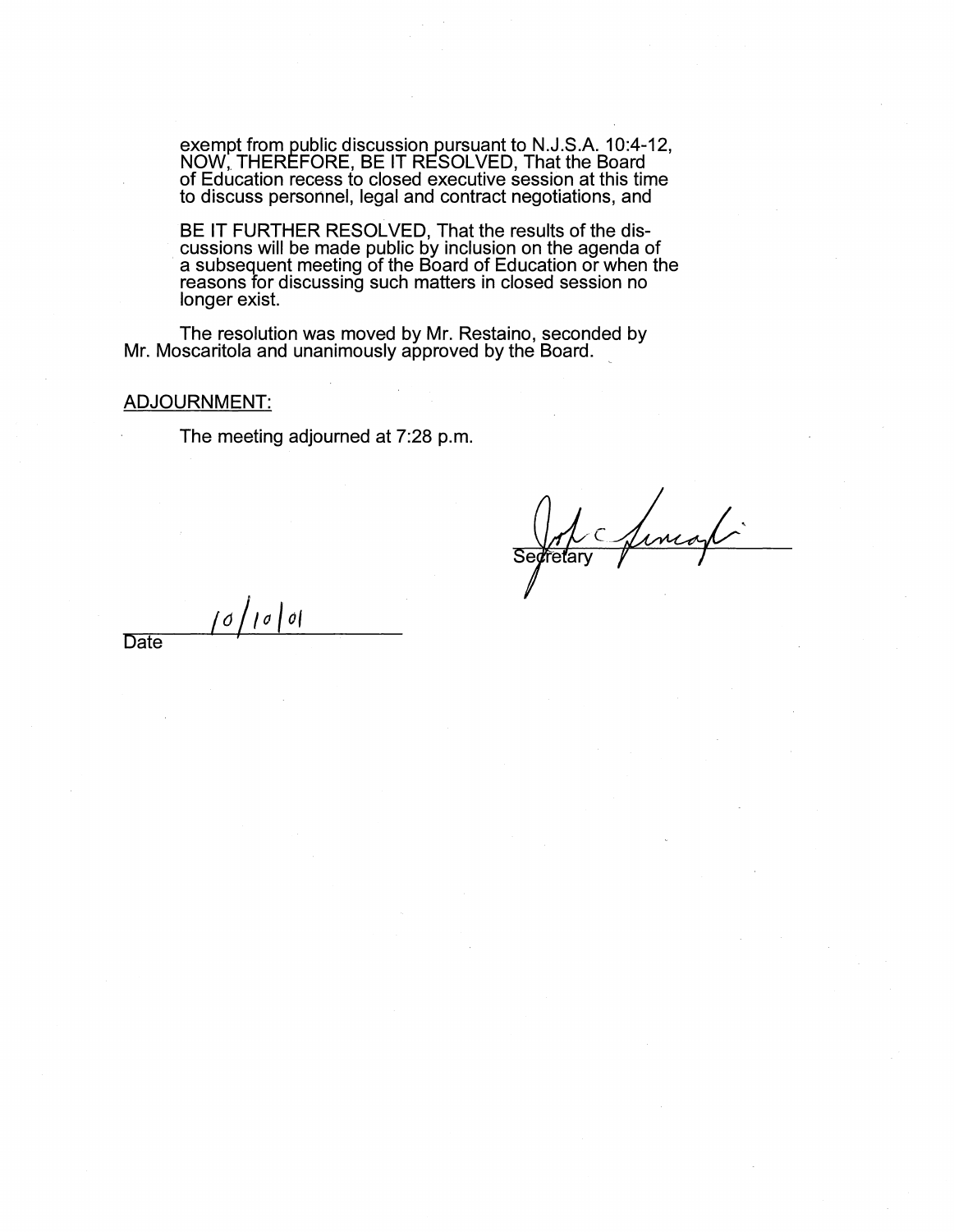exempt from public discussion pursuant to N.J.S.A. 10:4-12, NOW, THEREFORE, BE IT RESOLVED, That the Board of Education recess to closed executive session at this time to discuss personnel, legal and contract negotiations, and

BE IT FURTHER RESOLVED, That the results of the discussions will be made public by inclusion on the agenda of a subsequent meeting of the Board of Education or when the reasons for discussing such matters in closed session no longer exist.

The resolution was moved by Mr. Restaino, seconded by Mr. Moscaritola and unanimously approved by the Board.

ADJOURNMENT:

The meeting adjourned at 7:28 p.m.

Secretary

Date 10/10/01